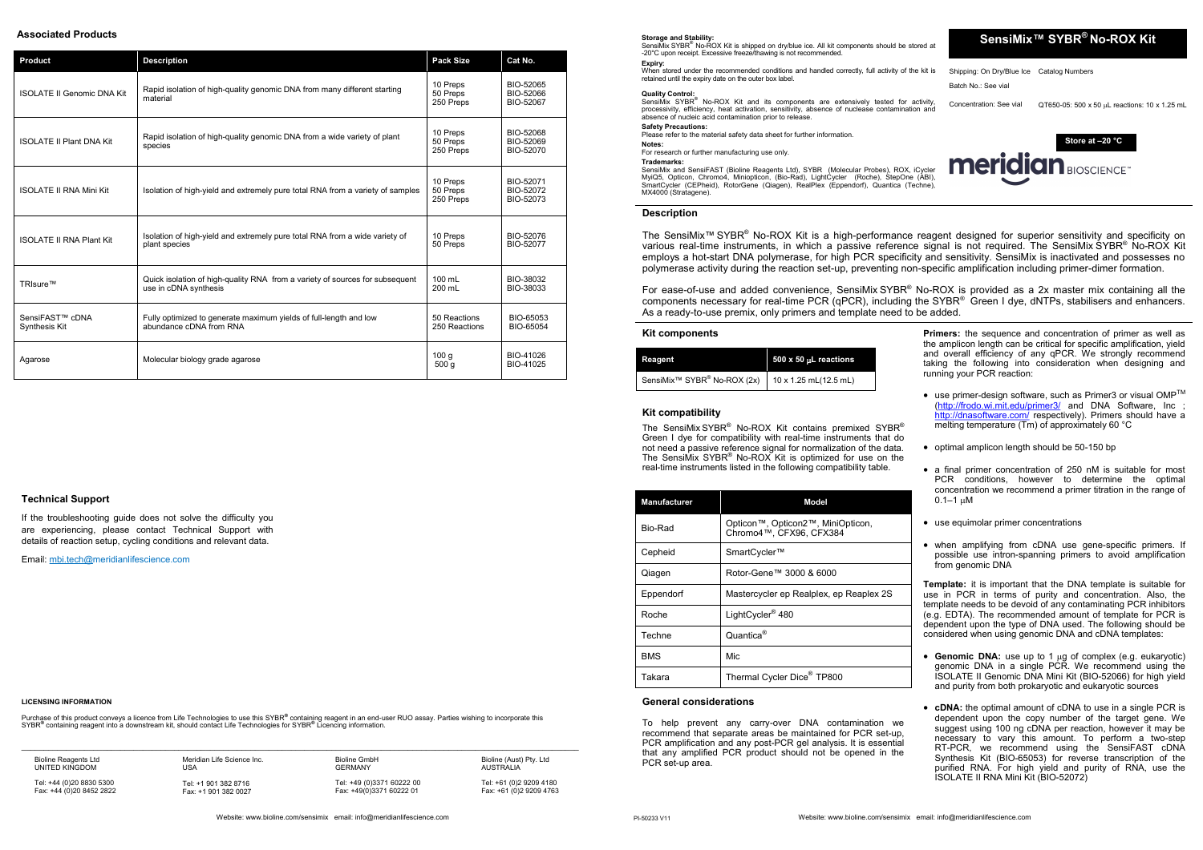# SensiMix™ SYBR® No-ROX Kit

Shipping: On Dry/Blue Ice

Batch No.: See vial

Concentration: See vial

Catalog Numbers

QT650-05: 500 x 50 μL reactions: 10 x 1.25 mL

**Store at –20 °C**

meridian BIOSCIENCE™

**Storage and Stability:**
SensiMix SYBR® No-ROX Kit is shipped on dry/blue ice. All kit components should be stored at -20°C upon receipt. Excessive freeze/thawing is not recommended.

**Expiry:**
When stored under the recommended conditions and handled correctly, full activity of the kit is retained until the expiry date on the outer box label.

**Quality Control:**
SensiMix SYBR® No-ROX Kit and its components are extensively tested for activity, processivity, efficiency, heat activation, sensitivity, absence of nuclease contamination and absence of nucleic acid contamination prior to release.

**Safety Precautions:**
Please refer to the material safety data sheet for further information.

**Notes:**
For research or further manufacturing use only.

**Trademarks:**
SensiMix and SensiFAST (Bioline Reagents Ltd), SYBR (Molecular Probes), ROX, iCycler MyiQ5, Opticon, Chromo4, Miniopticon, (Bio-Rad), LightCycler (Roche), StepOne (ABI), SmartCycler (CEPheid), RotorGene (Qiagen), RealPlex (Eppendorf), Quantica (Techne), MX4000 (Stratagene).

## Description

The SensiMix™ SYBR® No-ROX Kit is a high-performance reagent designed for superior sensitivity and specificity on various real-time instruments, in which a passive reference signal is not required. The SensiMix SYBR® No-ROX Kit employs a hot-start DNA polymerase, for high PCR specificity and sensitivity. SensiMix is inactivated and possesses no polymerase activity during the reaction set-up, preventing non-specific amplification including primer-dimer formation.

For ease-of-use and added convenience, SensiMix SYBR® No-ROX is provided as a 2x master mix containing all the components necessary for real-time PCR (qPCR), including the SYBR® Green I dye, dNTPs, stabilisers and enhancers. As a ready-to-use premix, only primers and template need to be added.

## Kit components

| Reagent | 500 x 50 μL reactions |
|---|---|
| SensiMix™ SYBR® No-ROX (2x) | 10 x 1.25 mL(12.5 mL) |

## Kit compatibility

The SensiMix SYBR® No-ROX Kit contains premixed SYBR® Green I dye for compatibility with real-time instruments that do not need a passive reference signal for normalization of the data. The SensiMix SYBR® No-ROX Kit is optimized for use on the real-time instruments listed in the following compatibility table.

| Manufacturer | Model |
|---|---|
| Bio-Rad | Opticon™, Opticon2™, MiniOpticon, Chromo4™, CFX96, CFX384 |
| Cepheid | SmartCycler™ |
| Qiagen | Rotor-Gene™ 3000 & 6000 |
| Eppendorf | Mastercycler ep Realplex, ep Reaplex 2S |
| Roche | LightCycler® 480 |
| Techne | Quantica® |
| BMS | Mic |
| Takara | Thermal Cycler Dice® TP800 |

## General considerations

To help prevent any carry-over DNA contamination we recommend that separate areas be maintained for PCR set-up, PCR amplification and any post-PCR gel analysis. It is essential that any amplified PCR product should not be opened in the PCR set-up area.

**Primers:** the sequence and concentration of primer as well as the amplicon length can be critical for specific amplification, yield and overall efficiency of any qPCR. We strongly recommend taking the following into consideration when designing and running your PCR reaction:

- use primer-design software, such as Primer3 or visual OMP™ (http://frodo.wi.mit.edu/primer3/ and DNA Software, Inc ; http://dnasoftware.com/ respectively). Primers should have a melting temperature (Tm) of approximately 60 °C
- optimal amplicon length should be 50-150 bp
- a final primer concentration of 250 nM is suitable for most PCR conditions, however to determine the optimal concentration we recommend a primer titration in the range of 0.1–1 μM
- use equimolar primer concentrations
- when amplifying from cDNA use gene-specific primers. If possible use intron-spanning primers to avoid amplification from genomic DNA

**Template:** it is important that the DNA template is suitable for use in PCR in terms of purity and concentration. Also, the template needs to be devoid of any contaminating PCR inhibitors (e.g. EDTA). The recommended amount of template for PCR is dependent upon the type of DNA used. The following should be considered when using genomic DNA and cDNA templates:

- **Genomic DNA:** use up to 1 μg of complex (e.g. eukaryotic) genomic DNA in a single PCR. We recommend using the ISOLATE II Genomic DNA Mini Kit (BIO-52066) for high yield and purity from both prokaryotic and eukaryotic sources
- **cDNA:** the optimal amount of cDNA to use in a single PCR is dependent upon the copy number of the target gene. We suggest using 100 ng cDNA per reaction, however it may be necessary to vary this amount. To perform a two-step RT-PCR, we recommend using the SensiFAST cDNA Synthesis Kit (BIO-65053) for reverse transcription of the purified RNA. For high yield and purity of RNA, use the ISOLATE II RNA Mini Kit (BIO-52072)

## Associated Products

| Product | Description | Pack Size | Cat No. |
|---|---|---|---|
| ISOLATE II Genomic DNA Kit | Rapid isolation of high-quality genomic DNA from many different starting material | 10 Preps<br>50 Preps<br>250 Preps | BIO-52065<br>BIO-52066<br>BIO-52067 |
| ISOLATE II Plant DNA Kit | Rapid isolation of high-quality genomic DNA from a wide variety of plant species | 10 Preps<br>50 Preps<br>250 Preps | BIO-52068<br>BIO-52069<br>BIO-52070 |
| ISOLATE II RNA Mini Kit | Isolation of high-yield and extremely pure total RNA from a variety of samples | 10 Preps<br>50 Preps<br>250 Preps | BIO-52071<br>BIO-52072<br>BIO-52073 |
| ISOLATE II RNA Plant Kit | Isolation of high-yield and extremely pure total RNA from a wide variety of plant species | 10 Preps<br>50 Preps | BIO-52076<br>BIO-52077 |
| TRIsure™ | Quick isolation of high-quality RNA from a variety of sources for subsequent use in cDNA synthesis | 100 mL<br>200 mL | BIO-38032<br>BIO-38033 |
| SensiFAST™ cDNA Synthesis Kit | Fully optimized to generate maximum yields of full-length and low abundance cDNA from RNA | 50 Reactions<br>250 Reactions | BIO-65053<br>BIO-65054 |
| Agarose | Molecular biology grade agarose | 100 g<br>500 g | BIO-41026<br>BIO-41025 |

## Technical Support

If the troubleshooting guide does not solve the difficulty you are experiencing, please contact Technical Support with details of reaction setup, cycling conditions and relevant data.

Email: mbi.tech@meridianlifescience.com

**LICENSING INFORMATION**

Purchase of this product conveys a licence from Life Technologies to use this SYBR® containing reagent in an end-user RUO assay. Parties wishing to incorporate this SYBR® containing reagent into a downstream kit, should contact Life Technologies for SYBR® Licencing information.

Bioline Reagents Ltd
UNITED KINGDOM
Tel: +44 (0)20 8830 5300
Fax: +44 (0)20 8452 2822

Meridian Life Science Inc.
USA
Tel: +1 901 382 8716
Fax: +1 901 382 0027

Bioline GmbH
GERMANY
Tel: +49 (0)3371 60222 00
Fax: +49(0)3371 60222 01

Bioline (Aust) Pty. Ltd
AUSTRALIA
Tel: +61 (0)2 9209 4180
Fax: +61 (0)2 9209 4763

Website: www.bioline.com/sensimix email: info@meridianlifescience.com

PI-50233 V11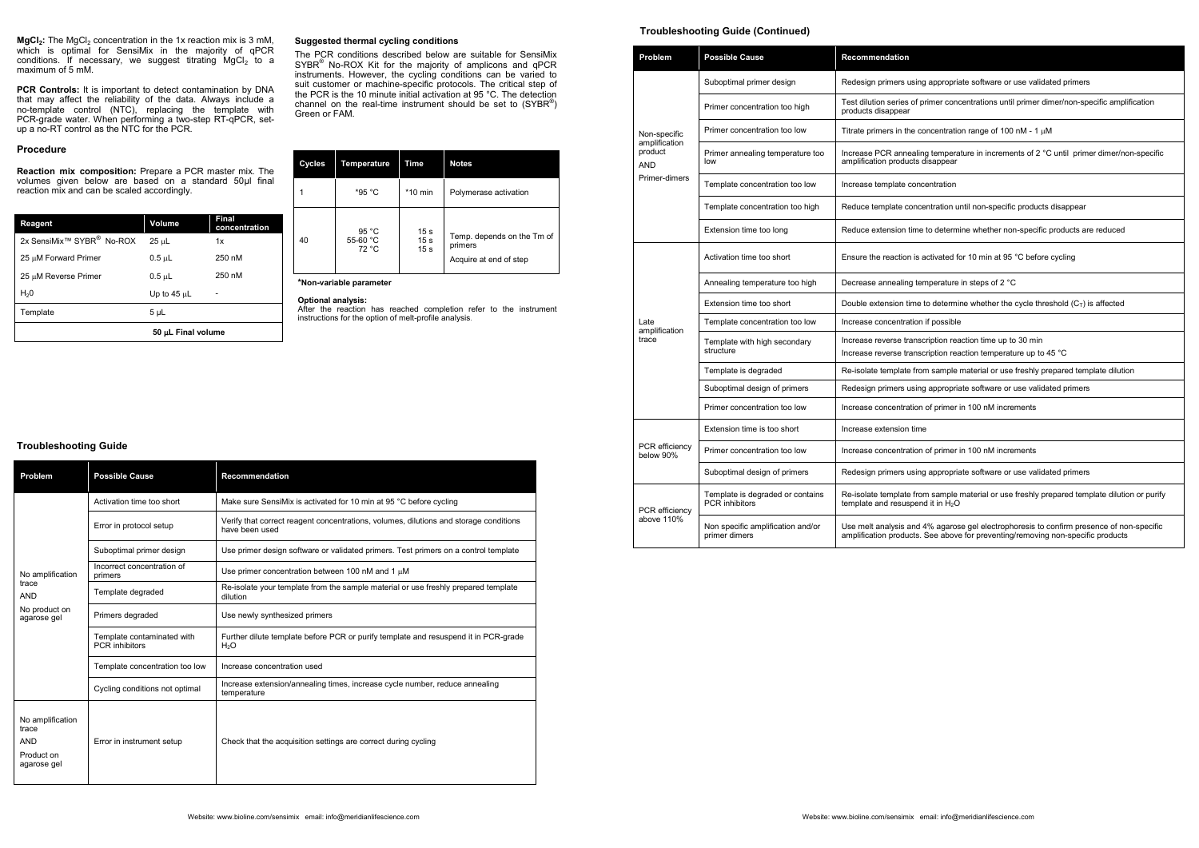**$MgCl_2$:** The $MgCl_2$ concentration in the 1x reaction mix is 3 mM, which is optimal for SensiMix in the majority of qPCR conditions. If necessary, we suggest titrating $MgCl_2$ to a maximum of 5 mM.

**PCR Controls:** It is important to detect contamination by DNA that may affect the reliability of the data. Always include a no-template control (NTC), replacing the template with PCR-grade water. When performing a two-step RT-qPCR, set-up a no-RT control as the NTC for the PCR.

## Procedure

**Reaction mix composition:** Prepare a PCR master mix. The volumes given below are based on a standard 50µl final reaction mix and can be scaled accordingly.

| Reagent | Volume | Final concentration |
|---|---|---|
| 2x SensiMix™ SYBR® No-ROX | 25 µL | 1x |
| 25 µM Forward Primer | 0.5 µL | 250 nM |
| 25 µM Reverse Primer | 0.5 µL | 250 nM |
| $H_2O$ | Up to 45 µL | - |
| Template | 5 µL | |
| 50 µL Final volume | | |

### Suggested thermal cycling conditions

The PCR conditions described below are suitable for SensiMix SYBR® No-ROX Kit for the majority of amplicons and qPCR instruments. However, the cycling conditions can be varied to suit customer or machine-specific protocols. The critical step of the PCR is the 10 minute initial activation at 95 °C. The detection channel on the real-time instrument should be set to (SYBR®) Green or FAM.

| Cycles | Temperature | Time | Notes |
|---|---|---|---|
| 1 | *95 °C | *10 min | Polymerase activation |
| 40 | 95 °C<br>55-60 °C<br>72 °C | 15 s<br>15 s<br>15 s | Temp. depends on the Tm of primers<br>Acquire at end of step |

***Non-variable parameter**

**Optional analysis:**
After the reaction has reached completion refer to the instrument instructions for the option of melt-profile analysis.

## Troubleshooting Guide

| Problem | Possible Cause | Recommendation |
|---|---|---|
| No amplification trace AND No product on agarose gel | Activation time too short | Make sure SensiMix is activated for 10 min at 95 °C before cycling |
| | Error in protocol setup | Verify that correct reagent concentrations, volumes, dilutions and storage conditions have been used |
| | Suboptimal primer design | Use primer design software or validated primers. Test primers on a control template |
| | Incorrect concentration of primers | Use primer concentration between 100 nM and 1 µM |
| | Template degraded | Re-isolate your template from the sample material or use freshly prepared template dilution |
| | Primers degraded | Use newly synthesized primers |
| | Template contaminated with PCR inhibitors | Further dilute template before PCR or purify template and resuspend it in PCR-grade $H_2O$ |
| | Template concentration too low | Increase concentration used |
| | Cycling conditions not optimal | Increase extension/annealing times, increase cycle number, reduce annealing temperature |
| No amplification trace AND Product on agarose gel | Error in instrument setup | Check that the acquisition settings are correct during cycling |

## Troubleshooting Guide (Continued)

| Problem | Possible Cause | Recommendation |
|---|---|---|
| Non-specific amplification product AND Primer-dimers | Suboptimal primer design | Redesign primers using appropriate software or use validated primers |
| | Primer concentration too high | Test dilution series of primer concentrations until primer dimer/non-specific amplification products disappear |
| | Primer concentration too low | Titrate primers in the concentration range of 100 nM - 1 µM |
| | Primer annealing temperature too low | Increase PCR annealing temperature in increments of 2 °C until primer dimer/non-specific amplification products disappear |
| | Template concentration too low | Increase template concentration |
| | Template concentration too high | Reduce template concentration until non-specific products disappear |
| | Extension time too long | Reduce extension time to determine whether non-specific products are reduced |
| Late amplification trace | Activation time too short | Ensure the reaction is activated for 10 min at 95 °C before cycling |
| | Annealing temperature too high | Decrease annealing temperature in steps of 2 °C |
| | Extension time too short | Double extension time to determine whether the cycle threshold ($C_T$) is affected |
| | Template concentration too low | Increase concentration if possible |
| | Template with high secondary structure | Increase reverse transcription reaction time up to 30 min<br>Increase reverse transcription reaction temperature up to 45 °C |
| | Template is degraded | Re-isolate template from sample material or use freshly prepared template dilution |
| | Suboptimal design of primers | Redesign primers using appropriate software or use validated primers |
| | Primer concentration too low | Increase concentration of primer in 100 nM increments |
| PCR efficiency below 90% | Extension time is too short | Increase extension time |
| | Primer concentration too low | Increase concentration of primer in 100 nM increments |
| | Suboptimal design of primers | Redesign primers using appropriate software or use validated primers |
| PCR efficiency above 110% | Template is degraded or contains PCR inhibitors | Re-isolate template from sample material or use freshly prepared template dilution or purify template and resuspend it in $H_2O$ |
| | Non specific amplification and/or primer dimers | Use melt analysis and 4% agarose gel electrophoresis to confirm presence of non-specific amplification products. See above for preventing/removing non-specific products |